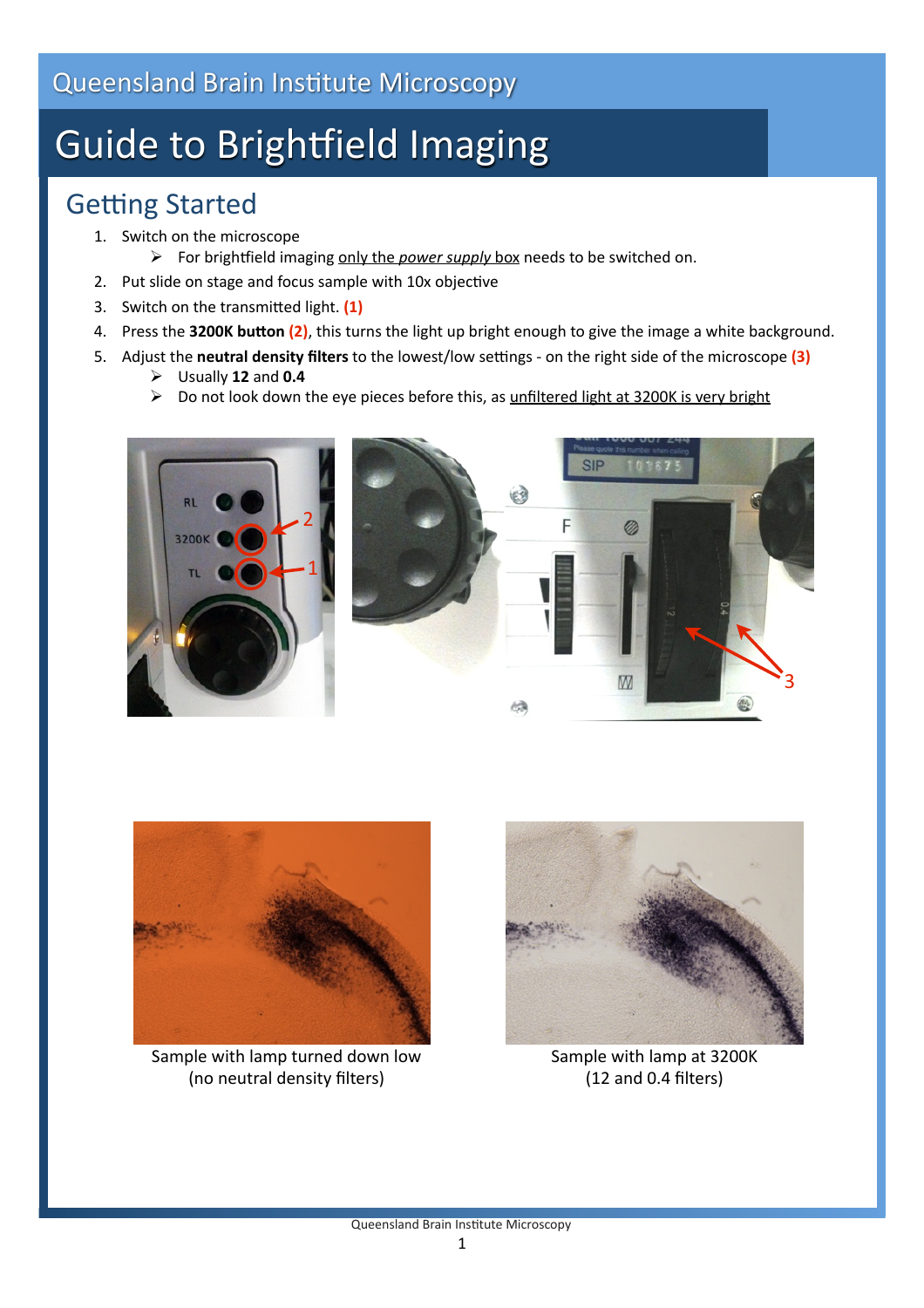Queensland Brain Institute Microscopy

# Guide to Brightfield Imaging

## Getting Started

1. Switch on the microscope
   - For brightfield imaging only the *power supply* box needs to be switched on.
2. Put slide on stage and focus sample with 10x objective
3. Switch on the transmitted light. **(1)**
4. Press the **3200K button** **(2)**, this turns the light up bright enough to give the image a white background.
5. Adjust the **neutral density filters** to the lowest/low settings - on the right side of the microscope **(3)**
   - Usually **12** and **0.4**
   - Do not look down the eye pieces before this, as unfiltered light at 3200K is very bright

Sample with lamp turned down low (no neutral density filters)

Sample with lamp at 3200K (12 and 0.4 filters)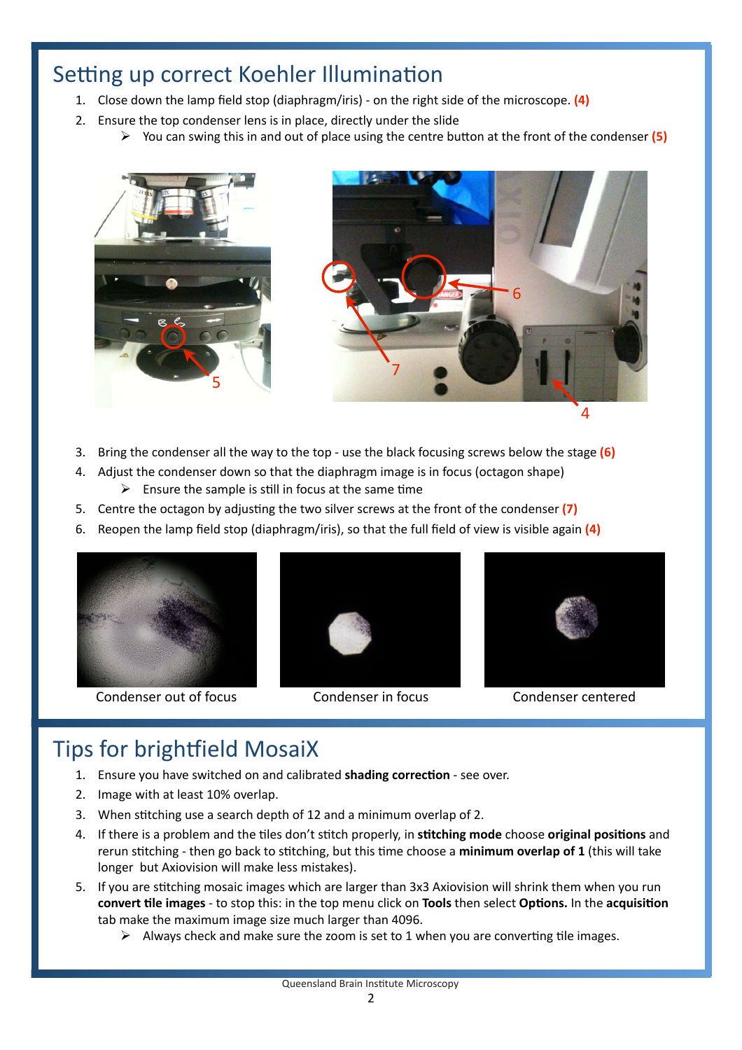## Setting up correct Koehler Illumination

1. Close down the lamp field stop (diaphragm/iris) - on the right side of the microscope. **(4)**
2. Ensure the top condenser lens is in place, directly under the slide
   - You can swing this in and out of place using the centre button at the front of the condenser **(5)**
3. Bring the condenser all the way to the top - use the black focusing screws below the stage **(6)**
4. Adjust the condenser down so that the diaphragm image is in focus (octagon shape)
   - Ensure the sample is still in focus at the same time
5. Centre the octagon by adjusting the two silver screws at the front of the condenser **(7)**
6. Reopen the lamp field stop (diaphragm/iris), so that the full field of view is visible again **(4)**

Condenser out of focus

Condenser in focus

Condenser centered

## Tips for brightfield MosaiX

1. Ensure you have switched on and calibrated **shading correction** - see over.
2. Image with at least 10% overlap.
3. When stitching use a search depth of 12 and a minimum overlap of 2.
4. If there is a problem and the tiles don't stitch properly, in **stitching mode** choose **original positions** and rerun stitching - then go back to stitching, but this time choose a **minimum overlap of 1** (this will take longer but Axiovision will make less mistakes).
5. If you are stitching mosaic images which are larger than 3x3 Axiovision will shrink them when you run **convert tile images** - to stop this: in the top menu click on **Tools** then select **Options.** In the **acquisition** tab make the maximum image size much larger than 4096.
   - Always check and make sure the zoom is set to 1 when you are converting tile images.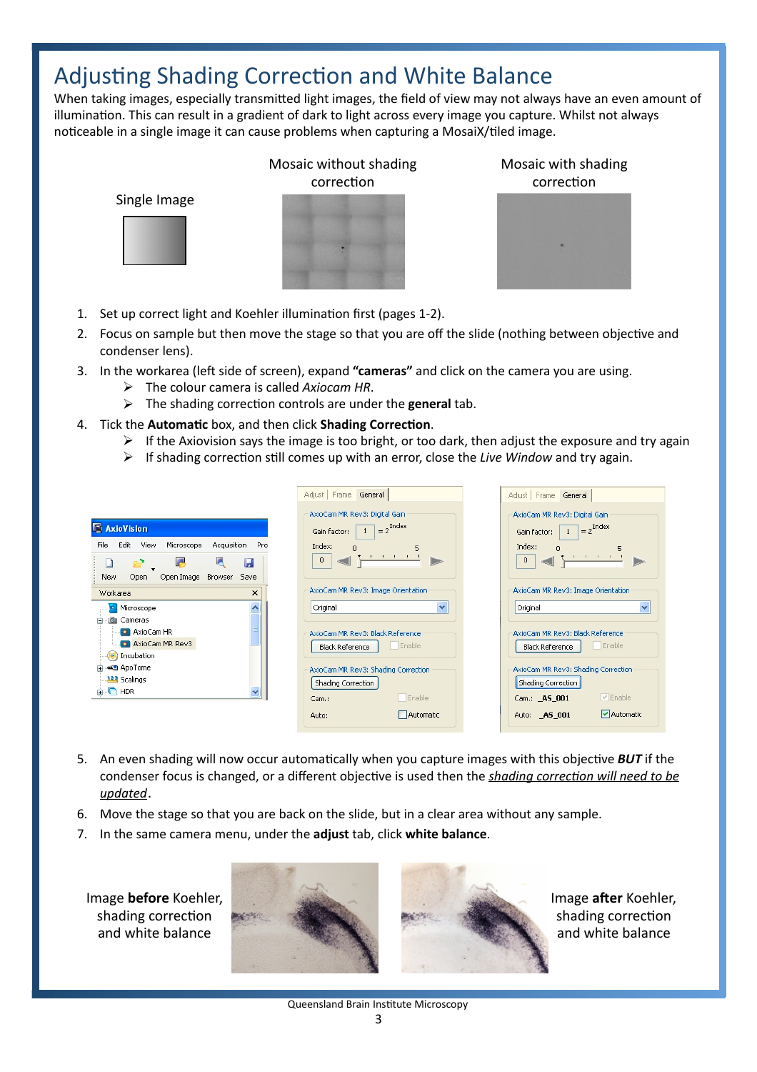# Adjusting Shading Correction and White Balance

When taking images, especially transmitted light images, the field of view may not always have an even amount of illumination. This can result in a gradient of dark to light across every image you capture. Whilst not always noticeable in a single image it can cause problems when capturing a MosaiX/tiled image.

Single Image

Mosaic without shading correction

Mosaic with shading correction

1. Set up correct light and Koehler illumination first (pages 1-2).
2. Focus on sample but then move the stage so that you are off the slide (nothing between objective and condenser lens).
3. In the workarea (left side of screen), expand **"cameras"** and click on the camera you are using.
   - ➢ The colour camera is called *Axiocam HR*.
   - ➢ The shading correction controls are under the **general** tab.
4. Tick the **Automatic** box, and then click **Shading Correction**.
   - ➢ If the Axiovision says the image is too bright, or too dark, then adjust the exposure and try again
   - ➢ If shading correction still comes up with an error, close the *Live Window* and try again.

5. An even shading will now occur automatically when you capture images with this objective ***BUT*** if the condenser focus is changed, or a different objective is used then the *shading correction will need to be updated*.
6. Move the stage so that you are back on the slide, but in a clear area without any sample.
7. In the same camera menu, under the **adjust** tab, click **white balance**.

Image **before** Koehler, shading correction and white balance

Image **after** Koehler, shading correction and white balance

Queensland Brain Institute Microscopy